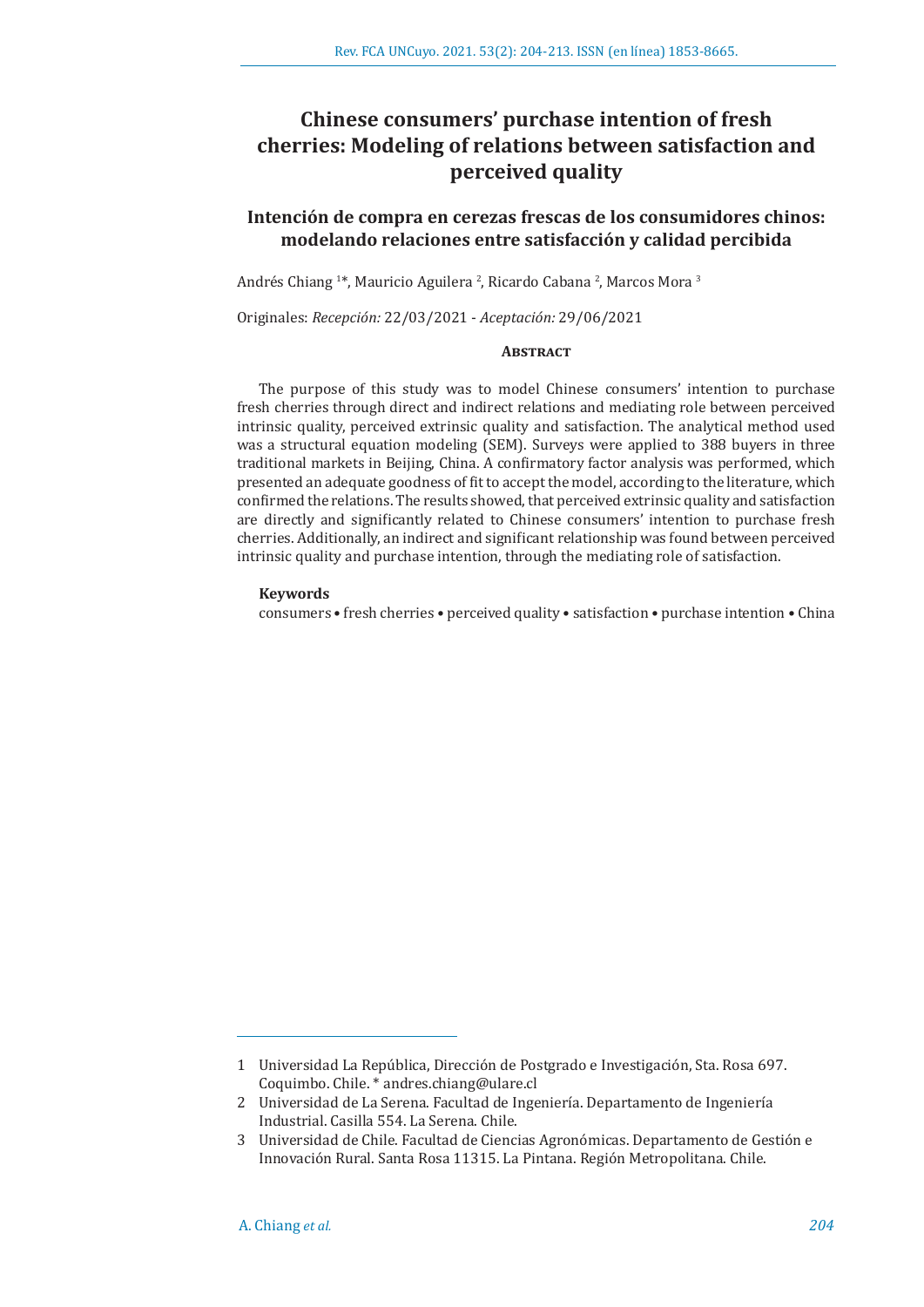# Chinese consumers' purchase intention of fresh cherries: Modeling of relations between satisfaction and perceived quality

## Intención de compra en cerezas frescas de los consumidores chinos: modelando relaciones entre satisfacción y calidad percibida

Andrés Chiang [1]*, Mauricio Aguilera [2], Ricardo Cabana [2], Marcos Mora [3]

Originales: *Recepción:* 22/03/2021 - *Aceptación:* 29/06/2021

### Abstract

The purpose of this study was to model Chinese consumers' intention to purchase fresh cherries through direct and indirect relations and mediating role between perceived intrinsic quality, perceived extrinsic quality and satisfaction. The analytical method used was a structural equation modeling (SEM). Surveys were applied to 388 buyers in three traditional markets in Beijing, China. A confirmatory factor analysis was performed, which presented an adequate goodness of fit to accept the model, according to the literature, which confirmed the relations. The results showed, that perceived extrinsic quality and satisfaction are directly and significantly related to Chinese consumers' intention to purchase fresh cherries. Additionally, an indirect and significant relationship was found between perceived intrinsic quality and purchase intention, through the mediating role of satisfaction.

**Keywords**

consumers • fresh cherries • perceived quality • satisfaction • purchase intention • China

---

1 Universidad La República, Dirección de Postgrado e Investigación, Sta. Rosa 697. Coquimbo. Chile. * andres.chiang@ulare.cl

2 Universidad de La Serena. Facultad de Ingeniería. Departamento de Ingeniería Industrial. Casilla 554. La Serena. Chile.

3 Universidad de Chile. Facultad de Ciencias Agronómicas. Departamento de Gestión e Innovación Rural. Santa Rosa 11315. La Pintana. Región Metropolitana. Chile.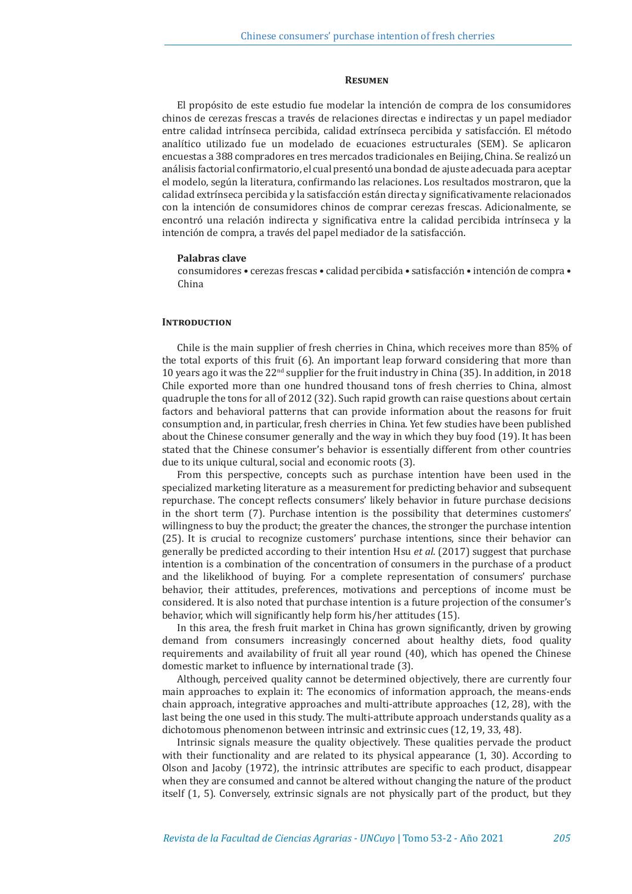#### Resumen

El propósito de este estudio fue modelar la intención de compra de los consumidores chinos de cerezas frescas a través de relaciones directas e indirectas y un papel mediador entre calidad intrínseca percibida, calidad extrínseca percibida y satisfacción. El método analítico utilizado fue un modelado de ecuaciones estructurales (SEM). Se aplicaron encuestas a 388 compradores en tres mercados tradicionales en Beijing, China. Se realizó un análisis factorial confirmatorio, el cual presentó una bondad de ajuste adecuada para aceptar el modelo, según la literatura, confirmando las relaciones. Los resultados mostraron, que la calidad extrínseca percibida y la satisfacción están directa y significativamente relacionados con la intención de consumidores chinos de comprar cerezas frescas. Adicionalmente, se encontró una relación indirecta y significativa entre la calidad percibida intrínseca y la intención de compra, a través del papel mediador de la satisfacción.

**Palabras clave**

consumidores • cerezas frescas • calidad percibida • satisfacción • intención de compra • China

#### Introduction

Chile is the main supplier of fresh cherries in China, which receives more than 85% of the total exports of this fruit (6). An important leap forward considering that more than 10 years ago it was the 22nd supplier for the fruit industry in China (35). In addition, in 2018 Chile exported more than one hundred thousand tons of fresh cherries to China, almost quadruple the tons for all of 2012 (32). Such rapid growth can raise questions about certain factors and behavioral patterns that can provide information about the reasons for fruit consumption and, in particular, fresh cherries in China. Yet few studies have been published about the Chinese consumer generally and the way in which they buy food (19). It has been stated that the Chinese consumer's behavior is essentially different from other countries due to its unique cultural, social and economic roots (3).

From this perspective, concepts such as purchase intention have been used in the specialized marketing literature as a measurement for predicting behavior and subsequent repurchase. The concept reflects consumers' likely behavior in future purchase decisions in the short term (7). Purchase intention is the possibility that determines customers' willingness to buy the product; the greater the chances, the stronger the purchase intention (25). It is crucial to recognize customers' purchase intentions, since their behavior can generally be predicted according to their intention Hsu *et al.* (2017) suggest that purchase intention is a combination of the concentration of consumers in the purchase of a product and the likelihood of buying. For a complete representation of consumers' purchase behavior, their attitudes, preferences, motivations and perceptions of income must be considered. It is also noted that purchase intention is a future projection of the consumer's behavior, which will significantly help form his/her attitudes (15).

In this area, the fresh fruit market in China has grown significantly, driven by growing demand from consumers increasingly concerned about healthy diets, food quality requirements and availability of fruit all year round (40), which has opened the Chinese domestic market to influence by international trade (3).

Although, perceived quality cannot be determined objectively, there are currently four main approaches to explain it: The economics of information approach, the means-ends chain approach, integrative approaches and multi-attribute approaches (12, 28), with the last being the one used in this study. The multi-attribute approach understands quality as a dichotomous phenomenon between intrinsic and extrinsic cues (12, 19, 33, 48).

Intrinsic signals measure the quality objectively. These qualities pervade the product with their functionality and are related to its physical appearance (1, 30). According to Olson and Jacoby (1972), the intrinsic attributes are specific to each product, disappear when they are consumed and cannot be altered without changing the nature of the product itself (1, 5). Conversely, extrinsic signals are not physically part of the product, but they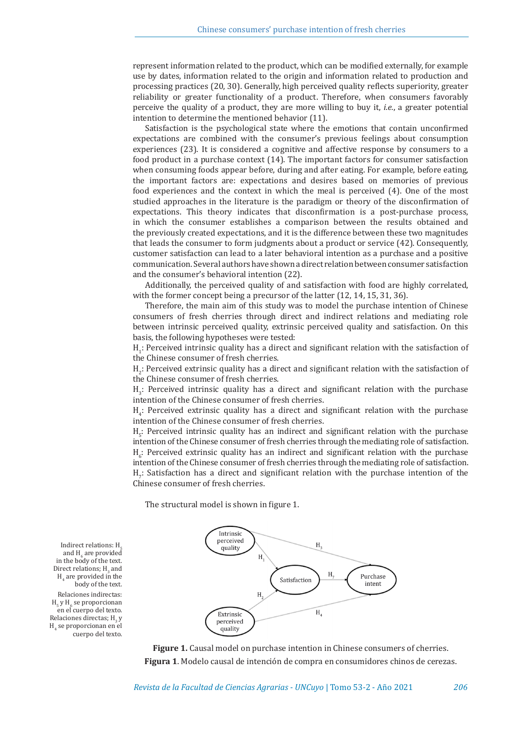represent information related to the product, which can be modified externally, for example use by dates, information related to the origin and information related to production and processing practices (20, 30). Generally, high perceived quality reflects superiority, greater reliability or greater functionality of a product. Therefore, when consumers favorably perceive the quality of a product, they are more willing to buy it, *i.e.*, a greater potential intention to determine the mentioned behavior (11).

Satisfaction is the psychological state where the emotions that contain unconfirmed expectations are combined with the consumer's previous feelings about consumption experiences (23). It is considered a cognitive and affective response by consumers to a food product in a purchase context (14). The important factors for consumer satisfaction when consuming foods appear before, during and after eating. For example, before eating, the important factors are: expectations and desires based on memories of previous food experiences and the context in which the meal is perceived (4). One of the most studied approaches in the literature is the paradigm or theory of the disconfirmation of expectations. This theory indicates that disconfirmation is a post-purchase process, in which the consumer establishes a comparison between the results obtained and the previously created expectations, and it is the difference between these two magnitudes that leads the consumer to form judgments about a product or service (42). Consequently, customer satisfaction can lead to a later behavioral intention as a purchase and a positive communication. Several authors have shown a direct relation between consumer satisfaction and the consumer's behavioral intention (22).

Additionally, the perceived quality of and satisfaction with food are highly correlated, with the former concept being a precursor of the latter (12, 14, 15, 31, 36).

Therefore, the main aim of this study was to model the purchase intention of Chinese consumers of fresh cherries through direct and indirect relations and mediating role between intrinsic perceived quality, extrinsic perceived quality and satisfaction. On this basis, the following hypotheses were tested:

$H_1$: Perceived intrinsic quality has a direct and significant relation with the satisfaction of the Chinese consumer of fresh cherries.

$H_2$: Perceived extrinsic quality has a direct and significant relation with the satisfaction of the Chinese consumer of fresh cherries.

$H_3$: Perceived intrinsic quality has a direct and significant relation with the purchase intention of the Chinese consumer of fresh cherries.

$H_4$: Perceived extrinsic quality has a direct and significant relation with the purchase intention of the Chinese consumer of fresh cherries.

$H_5$: Perceived intrinsic quality has an indirect and significant relation with the purchase intention of the Chinese consumer of fresh cherries through the mediating role of satisfaction.

$H_6$: Perceived extrinsic quality has an indirect and significant relation with the purchase intention of the Chinese consumer of fresh cherries through the mediating role of satisfaction.

$H_7$: Satisfaction has a direct and significant relation with the purchase intention of the Chinese consumer of fresh cherries.

The structural model is shown in figure 1.

Indirect relations: $H_5$ and $H_6$ are provided in the body of the text. Direct relations; $H_3$ and $H_4$ are provided in the body of the text.

Relaciones indirectas: $H_5$ y $H_6$ se proporcionan en el cuerpo del texto. Relaciones directas; $H_3$ y $H_4$ se proporcionan en el cuerpo del texto.

**Figure 1.** Causal model on purchase intention in Chinese consumers of cherries.

**Figura 1**. Modelo causal de intención de compra en consumidores chinos de cerezas.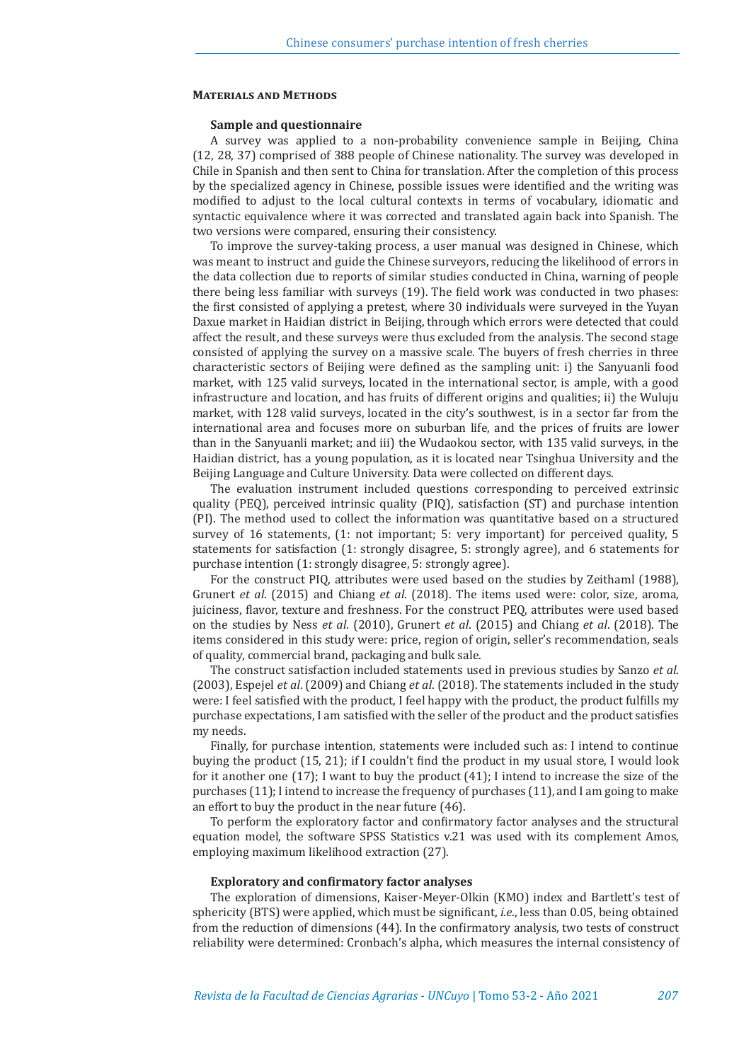## Materials and Methods

### Sample and questionnaire

A survey was applied to a non-probability convenience sample in Beijing, China (12, 28, 37) comprised of 388 people of Chinese nationality. The survey was developed in Chile in Spanish and then sent to China for translation. After the completion of this process by the specialized agency in Chinese, possible issues were identified and the writing was modified to adjust to the local cultural contexts in terms of vocabulary, idiomatic and syntactic equivalence where it was corrected and translated again back into Spanish. The two versions were compared, ensuring their consistency.

To improve the survey-taking process, a user manual was designed in Chinese, which was meant to instruct and guide the Chinese surveyors, reducing the likelihood of errors in the data collection due to reports of similar studies conducted in China, warning of people there being less familiar with surveys (19). The field work was conducted in two phases: the first consisted of applying a pretest, where 30 individuals were surveyed in the Yuyan Daxue market in Haidian district in Beijing, through which errors were detected that could affect the result, and these surveys were thus excluded from the analysis. The second stage consisted of applying the survey on a massive scale. The buyers of fresh cherries in three characteristic sectors of Beijing were defined as the sampling unit: i) the Sanyuanli food market, with 125 valid surveys, located in the international sector, is ample, with a good infrastructure and location, and has fruits of different origins and qualities; ii) the Wuluju market, with 128 valid surveys, located in the city's southwest, is in a sector far from the international area and focuses more on suburban life, and the prices of fruits are lower than in the Sanyuanli market; and iii) the Wudaokou sector, with 135 valid surveys, in the Haidian district, has a young population, as it is located near Tsinghua University and the Beijing Language and Culture University. Data were collected on different days.

The evaluation instrument included questions corresponding to perceived extrinsic quality (PEQ), perceived intrinsic quality (PIQ), satisfaction (ST) and purchase intention (PI). The method used to collect the information was quantitative based on a structured survey of 16 statements, (1: not important; 5: very important) for perceived quality, 5 statements for satisfaction (1: strongly disagree, 5: strongly agree), and 6 statements for purchase intention (1: strongly disagree, 5: strongly agree).

For the construct PIQ, attributes were used based on the studies by Zeithaml (1988), Grunert *et al*. (2015) and Chiang *et al*. (2018). The items used were: color, size, aroma, juiciness, flavor, texture and freshness. For the construct PEQ, attributes were used based on the studies by Ness *et al*. (2010), Grunert *et al*. (2015) and Chiang *et al*. (2018). The items considered in this study were: price, region of origin, seller's recommendation, seals of quality, commercial brand, packaging and bulk sale.

The construct satisfaction included statements used in previous studies by Sanzo *et al*. (2003), Espejel *et al*. (2009) and Chiang *et al*. (2018). The statements included in the study were: I feel satisfied with the product, I feel happy with the product, the product fulfills my purchase expectations, I am satisfied with the seller of the product and the product satisfies my needs.

Finally, for purchase intention, statements were included such as: I intend to continue buying the product (15, 21); if I couldn't find the product in my usual store, I would look for it another one (17); I want to buy the product (41); I intend to increase the size of the purchases (11); I intend to increase the frequency of purchases (11), and I am going to make an effort to buy the product in the near future (46).

To perform the exploratory factor and confirmatory factor analyses and the structural equation model, the software SPSS Statistics v.21 was used with its complement Amos, employing maximum likelihood extraction (27).

### Exploratory and confirmatory factor analyses

The exploration of dimensions, Kaiser-Meyer-Olkin (KMO) index and Bartlett's test of sphericity (BTS) were applied, which must be significant, *i.e.*, less than 0.05, being obtained from the reduction of dimensions (44). In the confirmatory analysis, two tests of construct reliability were determined: Cronbach's alpha, which measures the internal consistency of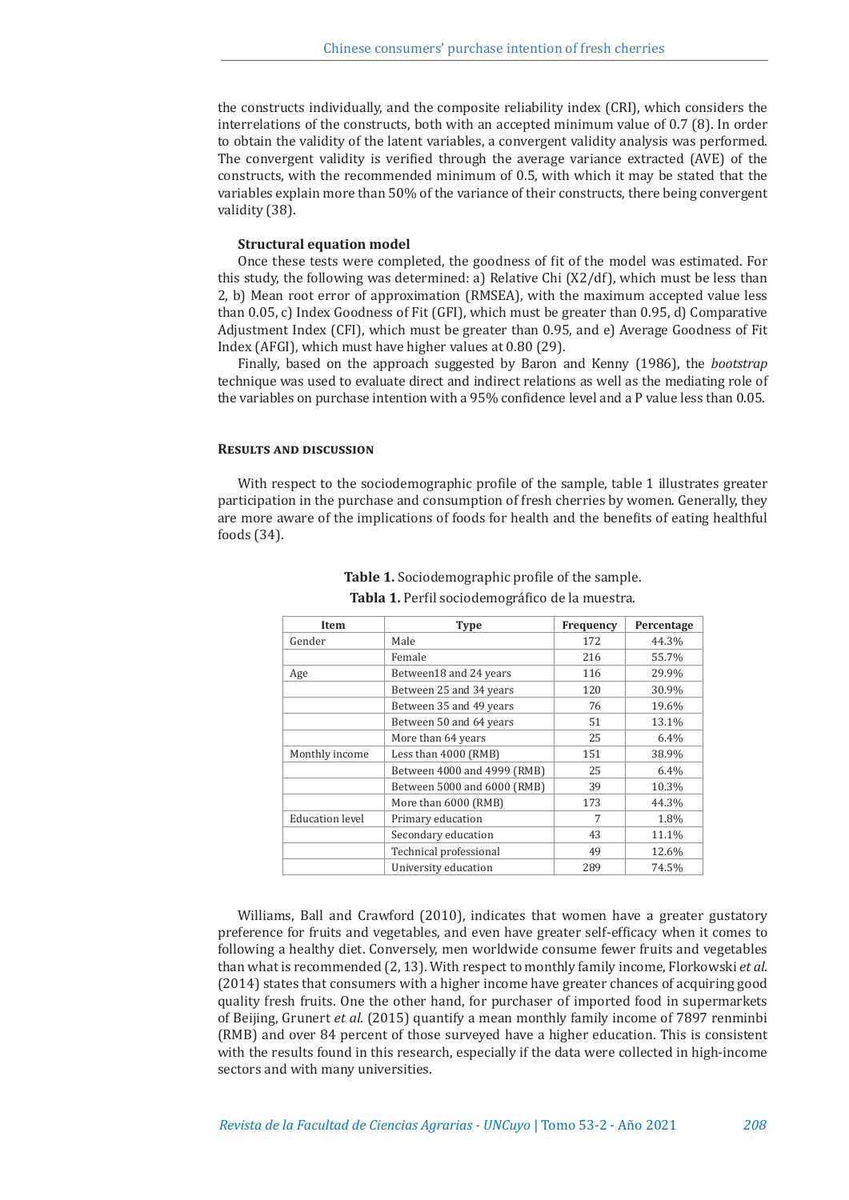the constructs individually, and the composite reliability index (CRI), which considers the interrelations of the constructs, both with an accepted minimum value of 0.7 (8). In order to obtain the validity of the latent variables, a convergent validity analysis was performed. The convergent validity is verified through the average variance extracted (AVE) of the constructs, with the recommended minimum of 0.5, with which it may be stated that the variables explain more than 50% of the variance of their constructs, there being convergent validity (38).

### Structural equation model

Once these tests were completed, the goodness of fit of the model was estimated. For this study, the following was determined: a) Relative Chi (X2/df), which must be less than 2, b) Mean root error of approximation (RMSEA), with the maximum accepted value less than 0.05, c) Index Goodness of Fit (GFI), which must be greater than 0.95, d) Comparative Adjustment Index (CFI), which must be greater than 0.95, and e) Average Goodness of Fit Index (AFGI), which must have higher values at 0.80 (29).

Finally, based on the approach suggested by Baron and Kenny (1986), the *bootstrap* technique was used to evaluate direct and indirect relations as well as the mediating role of the variables on purchase intention with a 95% confidence level and a P value less than 0.05.

## Results and discussion

With respect to the sociodemographic profile of the sample, table 1 illustrates greater participation in the purchase and consumption of fresh cherries by women. Generally, they are more aware of the implications of foods for health and the benefits of eating healthful foods (34).

**Table 1.** Sociodemographic profile of the sample.
**Tabla 1.** Perfil sociodemográfico de la muestra.

| Item | Type | Frequency | Percentage |
|---|---|---|---|
| Gender | Male | 172 | 44.3% |
| | Female | 216 | 55.7% |
| Age | Between18 and 24 years | 116 | 29.9% |
| | Between 25 and 34 years | 120 | 30.9% |
| | Between 35 and 49 years | 76 | 19.6% |
| | Between 50 and 64 years | 51 | 13.1% |
| | More than 64 years | 25 | 6.4% |
| Monthly income | Less than 4000 (RMB) | 151 | 38.9% |
| | Between 4000 and 4999 (RMB) | 25 | 6.4% |
| | Between 5000 and 6000 (RMB) | 39 | 10.3% |
| | More than 6000 (RMB) | 173 | 44.3% |
| Education level | Primary education | 7 | 1.8% |
| | Secondary education | 43 | 11.1% |
| | Technical professional | 49 | 12.6% |
| | University education | 289 | 74.5% |

Williams, Ball and Crawford (2010), indicates that women have a greater gustatory preference for fruits and vegetables, and even have greater self-efficacy when it comes to following a healthy diet. Conversely, men worldwide consume fewer fruits and vegetables than what is recommended (2, 13). With respect to monthly family income, Florkowski *et al*. (2014) states that consumers with a higher income have greater chances of acquiring good quality fresh fruits. One the other hand, for purchaser of imported food in supermarkets of Beijing, Grunert *et al.* (2015) quantify a mean monthly family income of 7897 renminbi (RMB) and over 84 percent of those surveyed have a higher education. This is consistent with the results found in this research, especially if the data were collected in high-income sectors and with many universities.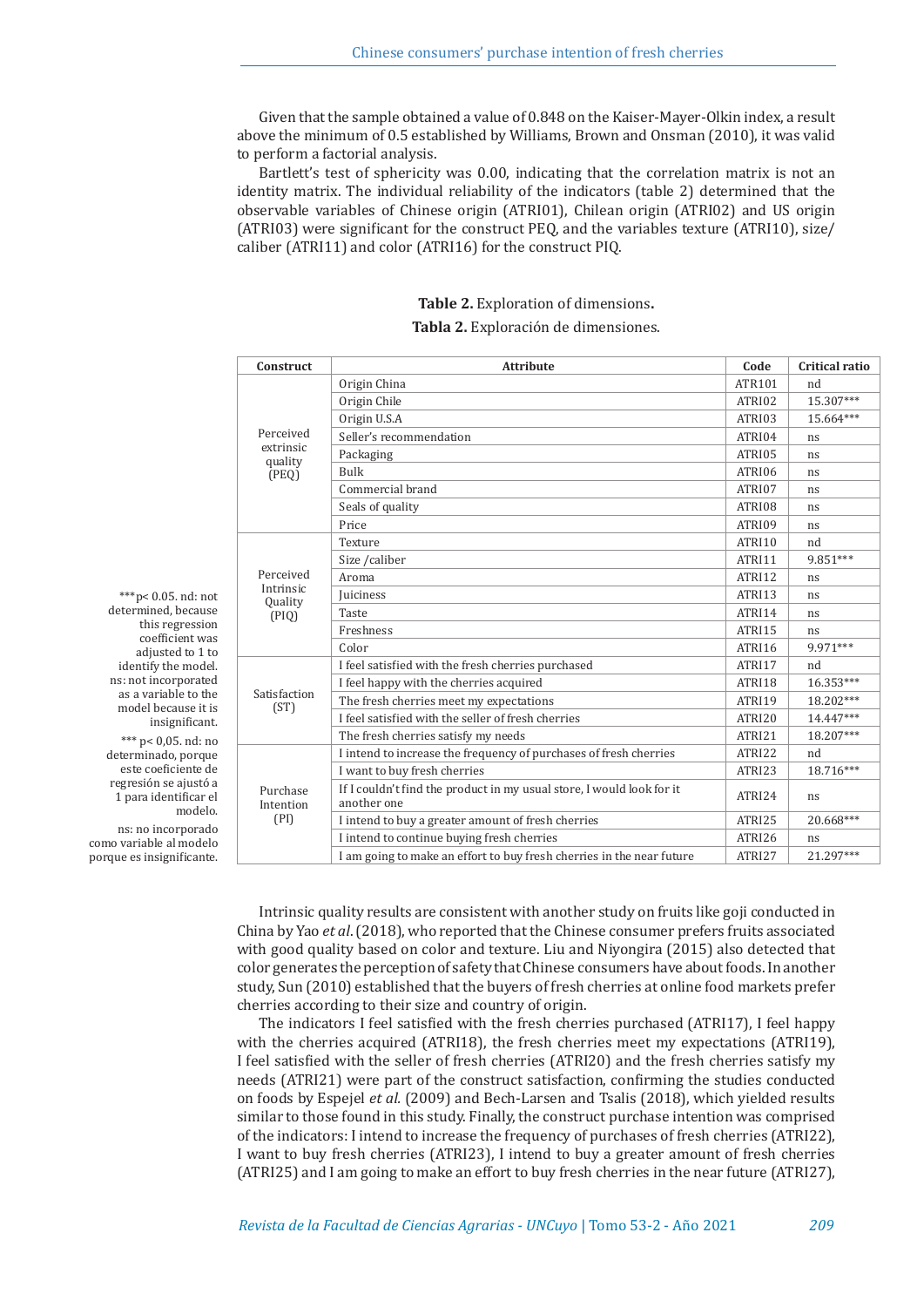Given that the sample obtained a value of 0.848 on the Kaiser-Mayer-Olkin index, a result above the minimum of 0.5 established by Williams, Brown and Onsman (2010), it was valid to perform a factorial analysis.

Bartlett's test of sphericity was 0.00, indicating that the correlation matrix is not an identity matrix. The individual reliability of the indicators (table 2) determined that the observable variables of Chinese origin (ATRI01), Chilean origin (ATRI02) and US origin (ATRI03) were significant for the construct PEQ, and the variables texture (ATRI10), size/caliber (ATRI11) and color (ATRI16) for the construct PIQ.

**Table 2.** Exploration of dimensions**.**

**Tabla 2.** Exploración de dimensiones.

| Construct | Attribute | Code | Critical ratio |
|---|---|---|---|
| Perceived extrinsic quality (PEQ) | Origin China | ATR101 | nd |
| | Origin Chile | ATRI02 | 15.307*** |
| | Origin U.S.A | ATRI03 | 15.664*** |
| | Seller's recommendation | ATRI04 | ns |
| | Packaging | ATRI05 | ns |
| | Bulk | ATRI06 | ns |
| | Commercial brand | ATRI07 | ns |
| | Seals of quality | ATRI08 | ns |
| | Price | ATRI09 | ns |
| Perceived Intrinsic Quality (PIQ) | Texture | ATRI10 | nd |
| | Size /caliber | ATRI11 | 9.851*** |
| | Aroma | ATRI12 | ns |
| | Juiciness | ATRI13 | ns |
| | Taste | ATRI14 | ns |
| | Freshness | ATRI15 | ns |
| | Color | ATRI16 | 9.971*** |
| Satisfaction (ST) | I feel satisfied with the fresh cherries purchased | ATRI17 | nd |
| | I feel happy with the cherries acquired | ATRI18 | 16.353*** |
| | The fresh cherries meet my expectations | ATRI19 | 18.202*** |
| | I feel satisfied with the seller of fresh cherries | ATRI20 | 14.447*** |
| | The fresh cherries satisfy my needs | ATRI21 | 18.207*** |
| Purchase Intention (PI) | I intend to increase the frequency of purchases of fresh cherries | ATRI22 | nd |
| | I want to buy fresh cherries | ATRI23 | 18.716*** |
| | If I couldn't find the product in my usual store, I would look for it another one | ATRI24 | ns |
| | I intend to buy a greater amount of fresh cherries | ATRI25 | 20.668*** |
| | I intend to continue buying fresh cherries | ATRI26 | ns |
| | I am going to make an effort to buy fresh cherries in the near future | ATRI27 | 21.297*** |

***p< 0.05. nd: not determined, because this regression coefficient was adjusted to 1 to identify the model. ns: not incorporated as a variable to the model because it is insignificant.

*** p< 0,05. nd: no determinado, porque este coeficiente de regresión se ajustó a 1 para identificar el modelo.

ns: no incorporado como variable al modelo porque es insignificante.

Intrinsic quality results are consistent with another study on fruits like goji conducted in China by Yao *et al*. (2018), who reported that the Chinese consumer prefers fruits associated with good quality based on color and texture. Liu and Niyongira (2015) also detected that color generates the perception of safety that Chinese consumers have about foods. In another study, Sun (2010) established that the buyers of fresh cherries at online food markets prefer cherries according to their size and country of origin.

The indicators I feel satisfied with the fresh cherries purchased (ATRI17), I feel happy with the cherries acquired (ATRI18), the fresh cherries meet my expectations (ATRI19), I feel satisfied with the seller of fresh cherries (ATRI20) and the fresh cherries satisfy my needs (ATRI21) were part of the construct satisfaction, confirming the studies conducted on foods by Espejel *et al.* (2009) and Bech-Larsen and Tsalis (2018), which yielded results similar to those found in this study. Finally, the construct purchase intention was comprised of the indicators: I intend to increase the frequency of purchases of fresh cherries (ATRI22), I want to buy fresh cherries (ATRI23), I intend to buy a greater amount of fresh cherries (ATRI25) and I am going to make an effort to buy fresh cherries in the near future (ATRI27),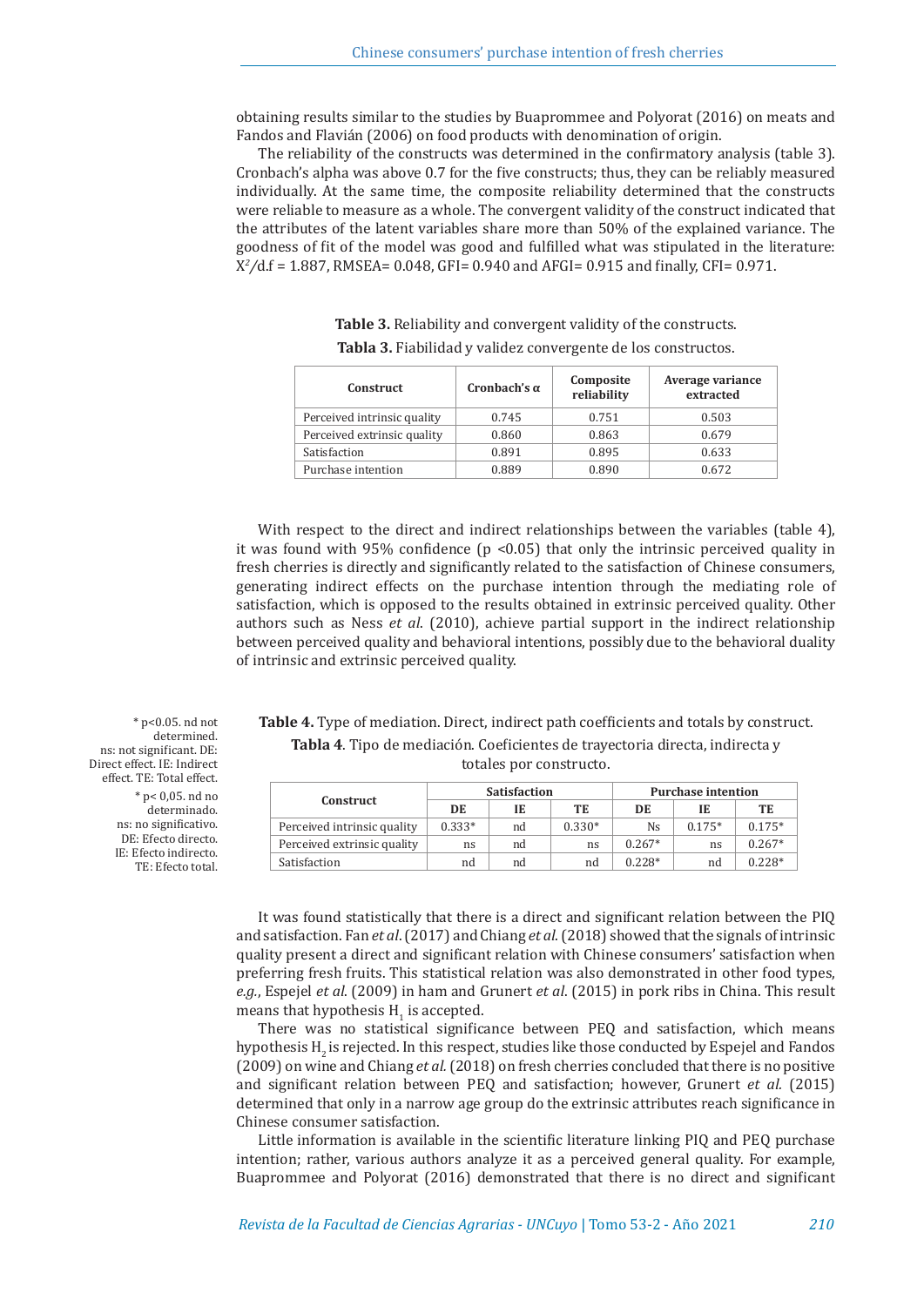obtaining results similar to the studies by Buaprommee and Polyorat (2016) on meats and Fandos and Flavián (2006) on food products with denomination of origin.

The reliability of the constructs was determined in the confirmatory analysis (table 3). Cronbach's alpha was above 0.7 for the five constructs; thus, they can be reliably measured individually. At the same time, the composite reliability determined that the constructs were reliable to measure as a whole. The convergent validity of the construct indicated that the attributes of the latent variables share more than 50% of the explained variance. The goodness of fit of the model was good and fulfilled what was stipulated in the literature: $X^2$/d.f = 1.887, RMSEA= 0.048, GFI= 0.940 and AFGI= 0.915 and finally, CFI= 0.971.

**Table 3.** Reliability and convergent validity of the constructs.
**Tabla 3.** Fiabilidad y validez convergente de los constructos.

| Construct | Cronbach's α | Composite reliability | Average variance extracted |
|---|---|---|---|
| Perceived intrinsic quality | 0.745 | 0.751 | 0.503 |
| Perceived extrinsic quality | 0.860 | 0.863 | 0.679 |
| Satisfaction | 0.891 | 0.895 | 0.633 |
| Purchase intention | 0.889 | 0.890 | 0.672 |

With respect to the direct and indirect relationships between the variables (table 4), it was found with 95% confidence (p <0.05) that only the intrinsic perceived quality in fresh cherries is directly and significantly related to the satisfaction of Chinese consumers, generating indirect effects on the purchase intention through the mediating role of satisfaction, which is opposed to the results obtained in extrinsic perceived quality. Other authors such as Ness *et al*. (2010), achieve partial support in the indirect relationship between perceived quality and behavioral intentions, possibly due to the behavioral duality of intrinsic and extrinsic perceived quality.

**Table 4.** Type of mediation. Direct, indirect path coefficients and totals by construct.
**Tabla 4**. Tipo de mediación. Coeficientes de trayectoria directa, indirecta y totales por constructo.

| Construct | Satisfaction | | | Purchase intention | | |
|---|---|---|---|---|---|---|
| | DE | IE | TE | DE | IE | TE |
| Perceived intrinsic quality | 0.333* | nd | 0.330* | Ns | 0.175* | 0.175* |
| Perceived extrinsic quality | ns | nd | ns | 0.267* | ns | 0.267* |
| Satisfaction | nd | nd | nd | 0.228* | nd | 0.228* |

\* p<0.05. nd not determined. ns: not significant. DE: Direct effect. IE: Indirect effect. TE: Total effect.
\* p< 0,05. nd no determinado. ns: no significativo. DE: Efecto directo. IE: Efecto indirecto. TE: Efecto total.

It was found statistically that there is a direct and significant relation between the PIQ and satisfaction. Fan *et al*. (2017) and Chiang *et al.* (2018) showed that the signals of intrinsic quality present a direct and significant relation with Chinese consumers' satisfaction when preferring fresh fruits. This statistical relation was also demonstrated in other food types, *e.g.*, Espejel *et al*. (2009) in ham and Grunert *et al*. (2015) in pork ribs in China. This result means that hypothesis $H_1$ is accepted.

There was no statistical significance between PEQ and satisfaction, which means hypothesis $H_2$ is rejected. In this respect, studies like those conducted by Espejel and Fandos (2009) on wine and Chiang *et al.* (2018) on fresh cherries concluded that there is no positive and significant relation between PEQ and satisfaction; however, Grunert *et al.* (2015) determined that only in a narrow age group do the extrinsic attributes reach significance in Chinese consumer satisfaction.

Little information is available in the scientific literature linking PIQ and PEQ purchase intention; rather, various authors analyze it as a perceived general quality. For example, Buaprommee and Polyorat (2016) demonstrated that there is no direct and significant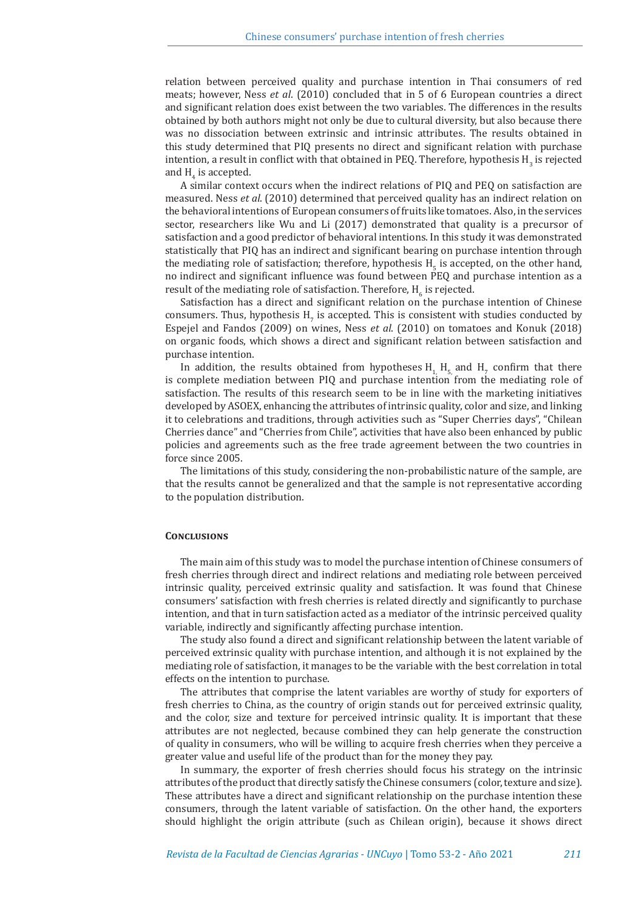relation between perceived quality and purchase intention in Thai consumers of red meats; however, Ness *et al*. (2010) concluded that in 5 of 6 European countries a direct and significant relation does exist between the two variables. The differences in the results obtained by both authors might not only be due to cultural diversity, but also because there was no dissociation between extrinsic and intrinsic attributes. The results obtained in this study determined that PIQ presents no direct and significant relation with purchase intention, a result in conflict with that obtained in PEQ. Therefore, hypothesis $H_3$ is rejected and $H_4$ is accepted.

A similar context occurs when the indirect relations of PIQ and PEQ on satisfaction are measured. Ness *et al*. (2010) determined that perceived quality has an indirect relation on the behavioral intentions of European consumers of fruits like tomatoes. Also, in the services sector, researchers like Wu and Li (2017) demonstrated that quality is a precursor of satisfaction and a good predictor of behavioral intentions. In this study it was demonstrated statistically that PIQ has an indirect and significant bearing on purchase intention through the mediating role of satisfaction; therefore, hypothesis $H_5$ is accepted, on the other hand, no indirect and significant influence was found between PEQ and purchase intention as a result of the mediating role of satisfaction. Therefore, $H_6$ is rejected.

Satisfaction has a direct and significant relation on the purchase intention of Chinese consumers. Thus, hypothesis $H_7$ is accepted. This is consistent with studies conducted by Espejel and Fandos (2009) on wines, Ness *et al*. (2010) on tomatoes and Konuk (2018) on organic foods, which shows a direct and significant relation between satisfaction and purchase intention.

In addition, the results obtained from hypotheses $H_1$, $H_5$ and $H_7$ confirm that there is complete mediation between PIQ and purchase intention from the mediating role of satisfaction. The results of this research seem to be in line with the marketing initiatives developed by ASOEX, enhancing the attributes of intrinsic quality, color and size, and linking it to celebrations and traditions, through activities such as "Super Cherries days", "Chilean Cherries dance" and "Cherries from Chile", activities that have also been enhanced by public policies and agreements such as the free trade agreement between the two countries in force since 2005.

The limitations of this study, considering the non-probabilistic nature of the sample, are that the results cannot be generalized and that the sample is not representative according to the population distribution.

## Conclusions

The main aim of this study was to model the purchase intention of Chinese consumers of fresh cherries through direct and indirect relations and mediating role between perceived intrinsic quality, perceived extrinsic quality and satisfaction. It was found that Chinese consumers' satisfaction with fresh cherries is related directly and significantly to purchase intention, and that in turn satisfaction acted as a mediator of the intrinsic perceived quality variable, indirectly and significantly affecting purchase intention.

The study also found a direct and significant relationship between the latent variable of perceived extrinsic quality with purchase intention, and although it is not explained by the mediating role of satisfaction, it manages to be the variable with the best correlation in total effects on the intention to purchase.

The attributes that comprise the latent variables are worthy of study for exporters of fresh cherries to China, as the country of origin stands out for perceived extrinsic quality, and the color, size and texture for perceived intrinsic quality. It is important that these attributes are not neglected, because combined they can help generate the construction of quality in consumers, who will be willing to acquire fresh cherries when they perceive a greater value and useful life of the product than for the money they pay.

In summary, the exporter of fresh cherries should focus his strategy on the intrinsic attributes of the product that directly satisfy the Chinese consumers (color, texture and size). These attributes have a direct and significant relationship on the purchase intention these consumers, through the latent variable of satisfaction. On the other hand, the exporters should highlight the origin attribute (such as Chilean origin), because it shows direct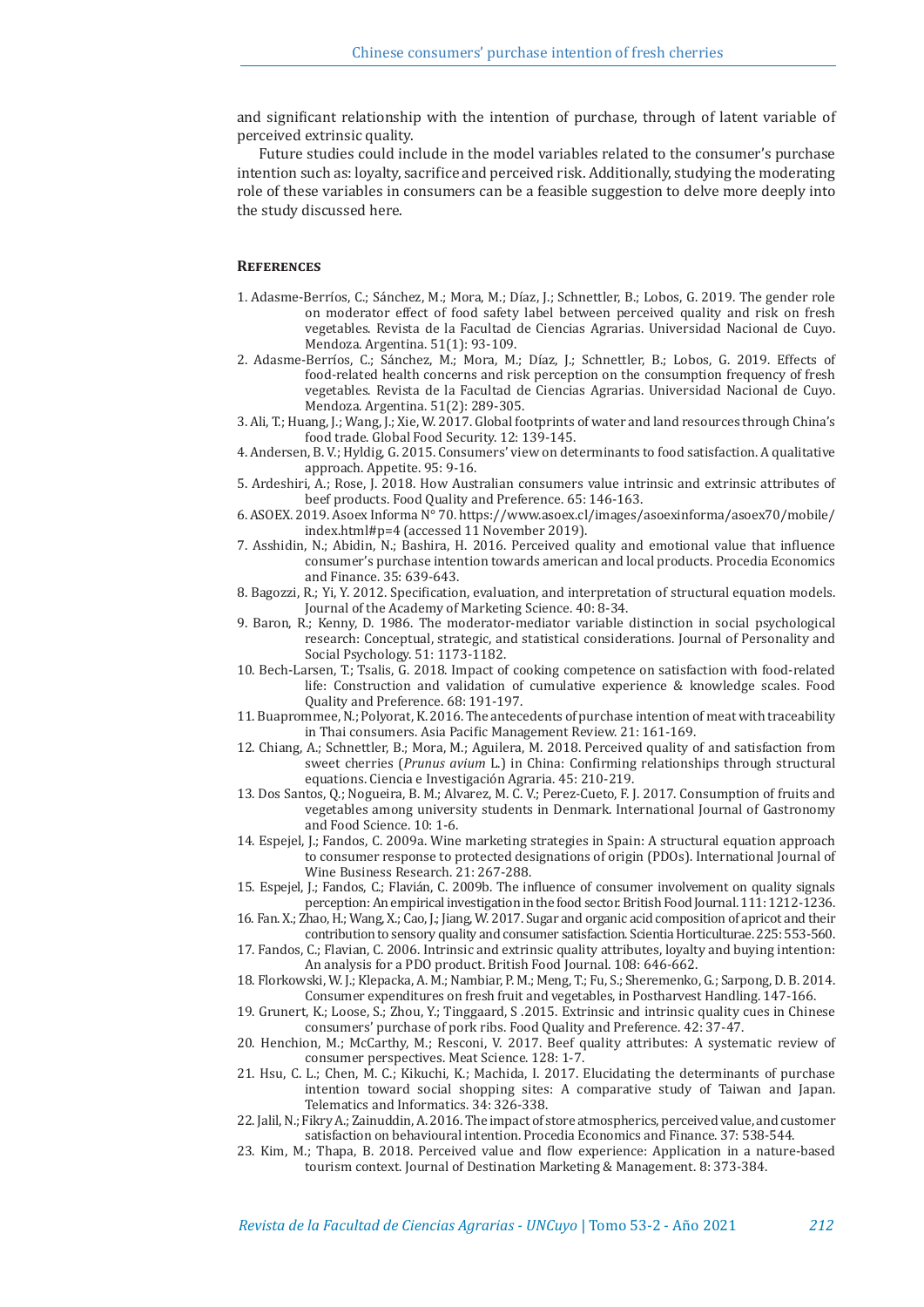and significant relationship with the intention of purchase, through of latent variable of perceived extrinsic quality.

Future studies could include in the model variables related to the consumer's purchase intention such as: loyalty, sacrifice and perceived risk. Additionally, studying the moderating role of these variables in consumers can be a feasible suggestion to delve more deeply into the study discussed here.

## References

1. Adasme-Berríos, C.; Sánchez, M.; Mora, M.; Díaz, J.; Schnettler, B.; Lobos, G. 2019. The gender role on moderator effect of food safety label between perceived quality and risk on fresh vegetables. Revista de la Facultad de Ciencias Agrarias. Universidad Nacional de Cuyo. Mendoza. Argentina. 51(1): 93-109.
2. Adasme-Berríos, C.; Sánchez, M.; Mora, M.; Díaz, J.; Schnettler, B.; Lobos, G. 2019. Effects of food-related health concerns and risk perception on the consumption frequency of fresh vegetables. Revista de la Facultad de Ciencias Agrarias. Universidad Nacional de Cuyo. Mendoza. Argentina. 51(2): 289-305.
3. Ali, T.; Huang, J.; Wang, J.; Xie, W. 2017. Global footprints of water and land resources through China's food trade. Global Food Security. 12: 139-145.
4. Andersen, B. V.; Hyldig, G. 2015. Consumers' view on determinants to food satisfaction. A qualitative approach. Appetite. 95: 9-16.
5. Ardeshiri, A.; Rose, J. 2018. How Australian consumers value intrinsic and extrinsic attributes of beef products. Food Quality and Preference. 65: 146-163.
6. ASOEX. 2019. Asoex Informa N° 70. https://www.asoex.cl/images/asoexinforma/asoex70/mobile/index.html#p=4 (accessed 11 November 2019).
7. Asshidin, N.; Abidin, N.; Bashira, H. 2016. Perceived quality and emotional value that influence consumer's purchase intention towards american and local products. Procedia Economics and Finance. 35: 639-643.
8. Bagozzi, R.; Yi, Y. 2012. Specification, evaluation, and interpretation of structural equation models. Journal of the Academy of Marketing Science. 40: 8-34.
9. Baron, R.; Kenny, D. 1986. The moderator-mediator variable distinction in social psychological research: Conceptual, strategic, and statistical considerations. Journal of Personality and Social Psychology. 51: 1173-1182.
10. Bech-Larsen, T.; Tsalis, G. 2018. Impact of cooking competence on satisfaction with food-related life: Construction and validation of cumulative experience & knowledge scales. Food Quality and Preference. 68: 191-197.
11. Buaprommee, N.; Polyorat, K. 2016. The antecedents of purchase intention of meat with traceability in Thai consumers. Asia Pacific Management Review. 21: 161-169.
12. Chiang, A.; Schnettler, B.; Mora, M.; Aguilera, M. 2018. Perceived quality of and satisfaction from sweet cherries (*Prunus avium* L.) in China: Confirming relationships through structural equations. Ciencia e Investigación Agraria. 45: 210-219.
13. Dos Santos, Q.; Nogueira, B. M.; Alvarez, M. C. V.; Perez-Cueto, F. J. 2017. Consumption of fruits and vegetables among university students in Denmark. International Journal of Gastronomy and Food Science. 10: 1-6.
14. Espejel, J.; Fandos, C. 2009a. Wine marketing strategies in Spain: A structural equation approach to consumer response to protected designations of origin (PDOs). International Journal of Wine Business Research. 21: 267-288.
15. Espejel, J.; Fandos, C.; Flavián, C. 2009b. The influence of consumer involvement on quality signals perception: An empirical investigation in the food sector. British Food Journal. 111: 1212-1236.
16. Fan. X.; Zhao, H.; Wang, X.; Cao, J.; Jiang, W. 2017. Sugar and organic acid composition of apricot and their contribution to sensory quality and consumer satisfaction. Scientia Horticulturae. 225: 553-560.
17. Fandos, C.; Flavian, C. 2006. Intrinsic and extrinsic quality attributes, loyalty and buying intention: An analysis for a PDO product. British Food Journal. 108: 646-662.
18. Florkowski, W. J.; Klepacka, A. M.; Nambiar, P. M.; Meng, T.; Fu, S.; Sheremenko, G.; Sarpong, D. B. 2014. Consumer expenditures on fresh fruit and vegetables, in Postharvest Handling. 147-166.
19. Grunert, K.; Loose, S.; Zhou, Y.; Tinggaard, S .2015. Extrinsic and intrinsic quality cues in Chinese consumers' purchase of pork ribs. Food Quality and Preference. 42: 37-47.
20. Henchion, M.; McCarthy, M.; Resconi, V. 2017. Beef quality attributes: A systematic review of consumer perspectives. Meat Science. 128: 1-7.
21. Hsu, C. L.; Chen, M. C.; Kikuchi, K.; Machida, I. 2017. Elucidating the determinants of purchase intention toward social shopping sites: A comparative study of Taiwan and Japan. Telematics and Informatics. 34: 326-338.
22. Jalil, N.; Fikry A.; Zainuddin, A. 2016. The impact of store atmospherics, perceived value, and customer satisfaction on behavioural intention. Procedia Economics and Finance. 37: 538-544.
23. Kim, M.; Thapa, B. 2018. Perceived value and flow experience: Application in a nature-based tourism context. Journal of Destination Marketing & Management. 8: 373-384.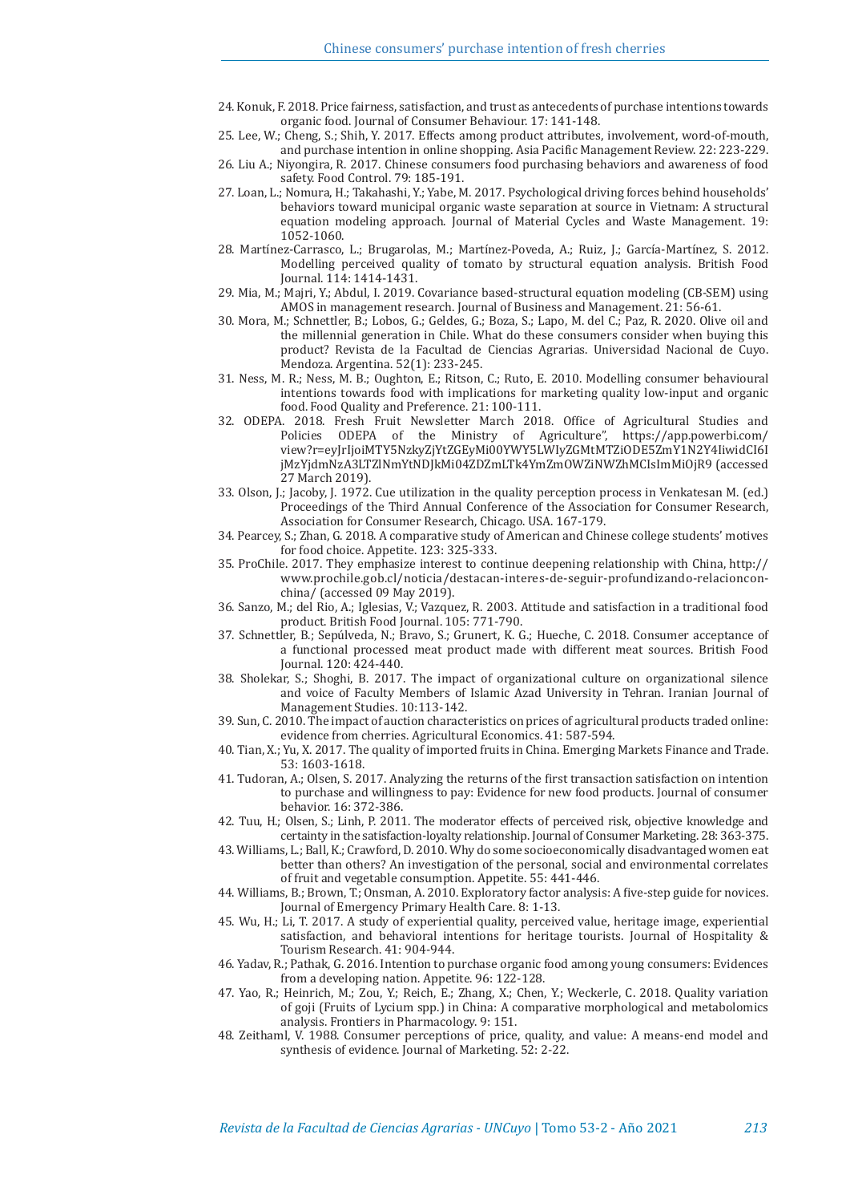24. Konuk, F. 2018. Price fairness, satisfaction, and trust as antecedents of purchase intentions towards organic food. Journal of Consumer Behaviour. 17: 141-148.
25. Lee, W.; Cheng, S.; Shih, Y. 2017. Effects among product attributes, involvement, word-of-mouth, and purchase intention in online shopping. Asia Pacific Management Review. 22: 223-229.
26. Liu A.; Niyongira, R. 2017. Chinese consumers food purchasing behaviors and awareness of food safety. Food Control. 79: 185-191.
27. Loan, L.; Nomura, H.; Takahashi, Y.; Yabe, M. 2017. Psychological driving forces behind households' behaviors toward municipal organic waste separation at source in Vietnam: A structural equation modeling approach. Journal of Material Cycles and Waste Management. 19: 1052-1060.
28. Martínez-Carrasco, L.; Brugarolas, M.; Martínez-Poveda, A.; Ruiz, J.; García-Martínez, S. 2012. Modelling perceived quality of tomato by structural equation analysis. British Food Journal. 114: 1414-1431.
29. Mia, M.; Majri, Y.; Abdul, I. 2019. Covariance based-structural equation modeling (CB-SEM) using AMOS in management research. Journal of Business and Management. 21: 56-61.
30. Mora, M.; Schnettler, B.; Lobos, G.; Geldes, G.; Boza, S.; Lapo, M. del C.; Paz, R. 2020. Olive oil and the millennial generation in Chile. What do these consumers consider when buying this product? Revista de la Facultad de Ciencias Agrarias. Universidad Nacional de Cuyo. Mendoza. Argentina. 52(1): 233-245.
31. Ness, M. R.; Ness, M. B.; Oughton, E.; Ritson, C.; Ruto, E. 2010. Modelling consumer behavioural intentions towards food with implications for marketing quality low-input and organic food. Food Quality and Preference. 21: 100-111.
32. ODEPA. 2018. Fresh Fruit Newsletter March 2018. Office of Agricultural Studies and Policies ODEPA of the Ministry of Agriculture", https://app.powerbi.com/view?r=eyJrIjoiMTY5NzkyZjYtZGEyMi00YWY5LWIyZGMtMTZiODE5ZmY1N2Y4IiwidCI6IjMzYjdmNzA3LTZlNmYtNDJkMi04ZDZmLTk4YmZmOWZiNWZhMCIsImMiOjR9 (accessed 27 March 2019).
33. Olson, J.; Jacoby, J. 1972. Cue utilization in the quality perception process in Venkatesan M. (ed.) Proceedings of the Third Annual Conference of the Association for Consumer Research, Association for Consumer Research, Chicago. USA. 167-179.
34. Pearcey, S.; Zhan, G. 2018. A comparative study of American and Chinese college students' motives for food choice. Appetite. 123: 325-333.
35. ProChile. 2017. They emphasize interest to continue deepening relationship with China, http://www.prochile.gob.cl/noticia/destacan-interes-de-seguir-profundizando-relacioncon-china/ (accessed 09 May 2019).
36. Sanzo, M.; del Rio, A.; Iglesias, V.; Vazquez, R. 2003. Attitude and satisfaction in a traditional food product. British Food Journal. 105: 771-790.
37. Schnettler, B.; Sepúlveda, N.; Bravo, S.; Grunert, K. G.; Hueche, C. 2018. Consumer acceptance of a functional processed meat product made with different meat sources. British Food Journal. 120: 424-440.
38. Sholekar, S.; Shoghi, B. 2017. The impact of organizational culture on organizational silence and voice of Faculty Members of Islamic Azad University in Tehran. Iranian Journal of Management Studies. 10:113-142.
39. Sun, C. 2010. The impact of auction characteristics on prices of agricultural products traded online: evidence from cherries. Agricultural Economics. 41: 587-594.
40. Tian, X.; Yu, X. 2017. The quality of imported fruits in China. Emerging Markets Finance and Trade. 53: 1603-1618.
41. Tudoran, A.; Olsen, S. 2017. Analyzing the returns of the first transaction satisfaction on intention to purchase and willingness to pay: Evidence for new food products. Journal of consumer behavior. 16: 372-386.
42. Tuu, H.; Olsen, S.; Linh, P. 2011. The moderator effects of perceived risk, objective knowledge and certainty in the satisfaction-loyalty relationship. Journal of Consumer Marketing. 28: 363-375.
43. Williams, L.; Ball, K.; Crawford, D. 2010. Why do some socioeconomically disadvantaged women eat better than others? An investigation of the personal, social and environmental correlates of fruit and vegetable consumption. Appetite. 55: 441-446.
44. Williams, B.; Brown, T.; Onsman, A. 2010. Exploratory factor analysis: A five-step guide for novices. Journal of Emergency Primary Health Care. 8: 1-13.
45. Wu, H.; Li, T. 2017. A study of experiential quality, perceived value, heritage image, experiential satisfaction, and behavioral intentions for heritage tourists. Journal of Hospitality & Tourism Research. 41: 904-944.
46. Yadav, R.; Pathak, G. 2016. Intention to purchase organic food among young consumers: Evidences from a developing nation. Appetite. 96: 122-128.
47. Yao, R.; Heinrich, M.; Zou, Y.; Reich, E.; Zhang, X.; Chen, Y.; Weckerle, C. 2018. Quality variation of goji (Fruits of Lycium spp.) in China: A comparative morphological and metabolomics analysis. Frontiers in Pharmacology. 9: 151.
48. Zeithaml, V. 1988. Consumer perceptions of price, quality, and value: A means-end model and synthesis of evidence. Journal of Marketing. 52: 2-22.